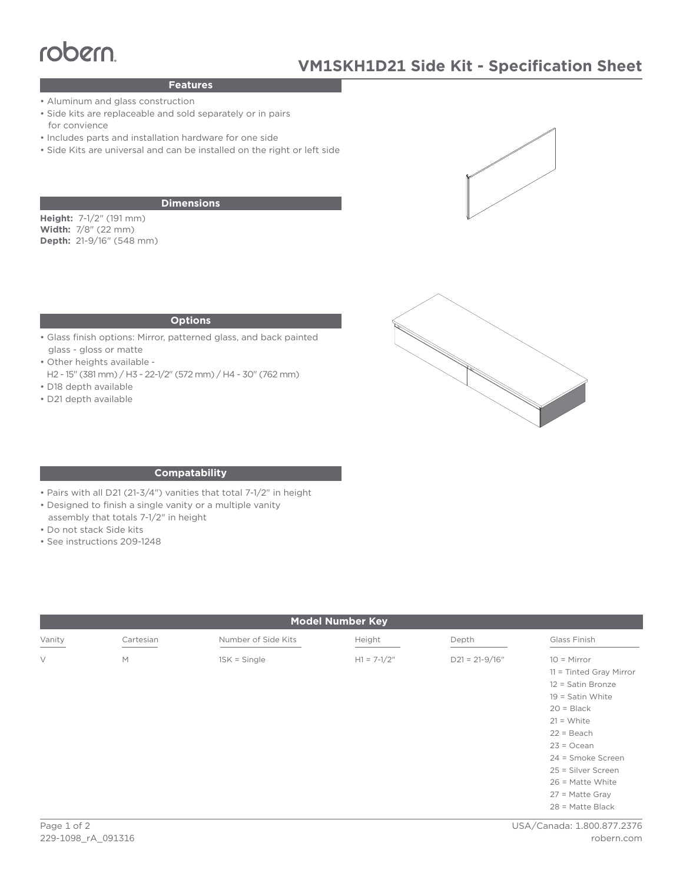# VM1SKH1D21 Side Kit - Specification Sheet

## Features

- Aluminum and glass construction
- Side kits are replaceable and sold separately or in pairs for convience
- Includes parts and installation hardware for one side
- Side Kits are universal and can be installed on the right or left side

## Dimensions

**Height:** 7-1/2" (191 mm)
**Width:** 7/8" (22 mm)
**Depth:** 21-9/16" (548 mm)

## Options

- Glass finish options: Mirror, patterned glass, and back painted glass - gloss or matte
- Other heights available - H2 - 15" (381 mm) / H3 - 22-1/2" (572 mm) / H4 - 30" (762 mm)
- D18 depth available
- D21 depth available

## Compatability

- Pairs with all D21 (21-3/4") vanities that total 7-1/2" in height
- Designed to finish a single vanity or a multiple vanity assembly that totals 7-1/2" in height
- Do not stack Side kits
- See instructions 209-1248

## Model Number Key

| Vanity | Cartesian | Number of Side Kits | Height | Depth | Glass Finish |
|---|---|---|---|---|---|
| V | M | 1SK = Single | H1 = 7-1/2" | D21 = 21-9/16" | 10 = Mirror |
| | | | | | 11 = Tinted Gray Mirror |
| | | | | | 12 = Satin Bronze |
| | | | | | 19 = Satin White |
| | | | | | 20 = Black |
| | | | | | 21 = White |
| | | | | | 22 = Beach |
| | | | | | 23 = Ocean |
| | | | | | 24 = Smoke Screen |
| | | | | | 25 = Silver Screen |
| | | | | | 26 = Matte White |
| | | | | | 27 = Matte Gray |
| | | | | | 28 = Matte Black |

229-1098_rA_091316

USA/Canada: 1.800.877.2376
robern.com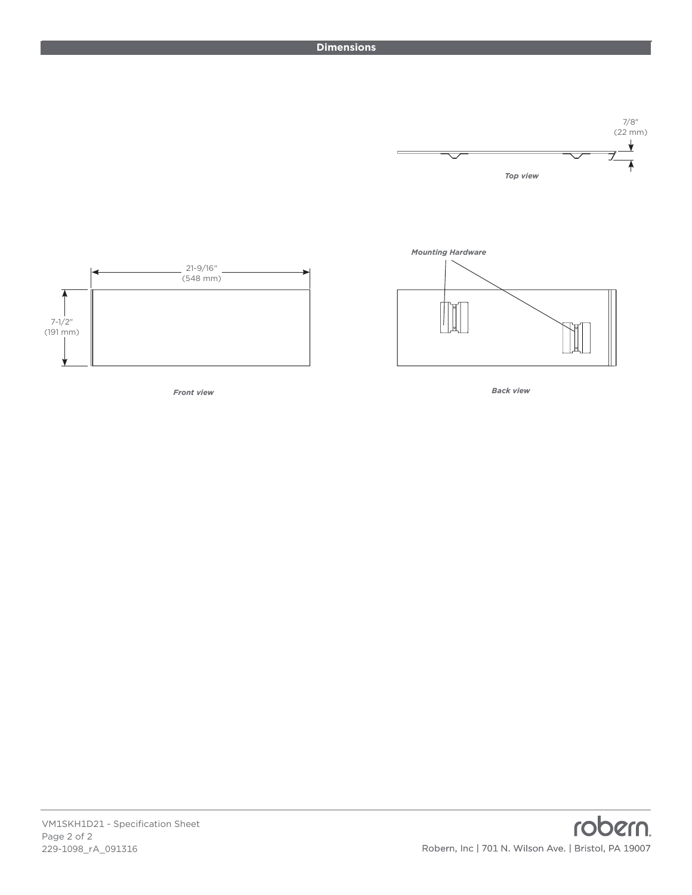## Dimensions

7/8″
(22 mm)

*Top view*

21-9/16″
(548 mm)

7-1/2″
(191 mm)

*Front view*

*Mounting Hardware*

*Back view*